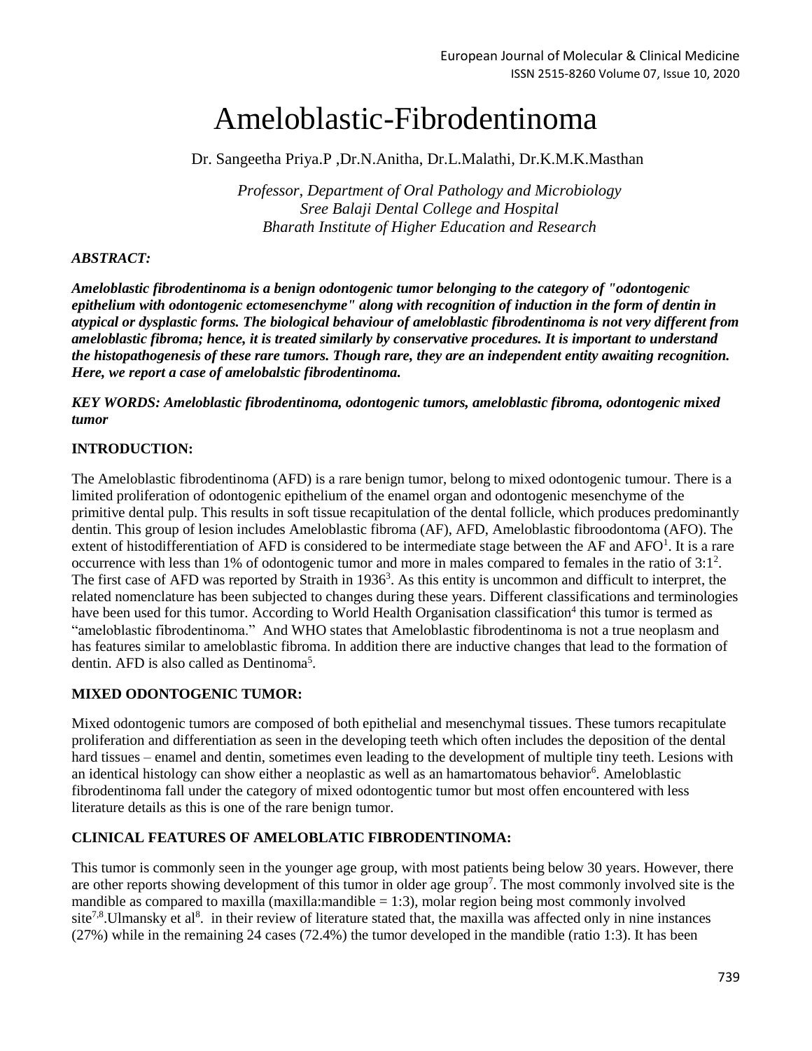# Ameloblastic-Fibrodentinoma

Dr. Sangeetha Priya.P ,Dr.N.Anitha, Dr.L.Malathi, Dr.K.M.K.Masthan

*Professor, Department of Oral Pathology and Microbiology*
*Sree Balaji Dental College and Hospital*
*Bharath Institute of Higher Education and Research*

***ABSTRACT:***

***Ameloblastic fibrodentinoma is a benign odontogenic tumor belonging to the category of "odontogenic epithelium with odontogenic ectomesenchyme" along with recognition of induction in the form of dentin in atypical or dysplastic forms. The biological behaviour of ameloblastic fibrodentinoma is not very different from ameloblastic fibroma; hence, it is treated similarly by conservative procedures. It is important to understand the histopathogenesis of these rare tumors. Though rare, they are an independent entity awaiting recognition. Here, we report a case of amelobalstic fibrodentinoma.***

***KEY WORDS: Ameloblastic fibrodentinoma, odontogenic tumors, ameloblastic fibroma, odontogenic mixed tumor***

**INTRODUCTION:**

The Ameloblastic fibrodentinoma (AFD) is a rare benign tumor, belong to mixed odontogenic tumour. There is a limited proliferation of odontogenic epithelium of the enamel organ and odontogenic mesenchyme of the primitive dental pulp. This results in soft tissue recapitulation of the dental follicle, which produces predominantly dentin. This group of lesion includes Ameloblastic fibroma (AF), AFD, Ameloblastic fibroodontoma (AFO). The extent of histodifferentiation of AFD is considered to be intermediate stage between the AF and AFO[1]. It is a rare occurrence with less than 1% of odontogenic tumor and more in males compared to females in the ratio of 3:1[2]. The first case of AFD was reported by Straith in 1936[3]. As this entity is uncommon and difficult to interpret, the related nomenclature has been subjected to changes during these years. Different classifications and terminologies have been used for this tumor. According to World Health Organisation classification[4] this tumor is termed as "ameloblastic fibrodentinoma." And WHO states that Ameloblastic fibrodentinoma is not a true neoplasm and has features similar to ameloblastic fibroma. In addition there are inductive changes that lead to the formation of dentin. AFD is also called as Dentinoma[5].

**MIXED ODONTOGENIC TUMOR:**

Mixed odontogenic tumors are composed of both epithelial and mesenchymal tissues. These tumors recapitulate proliferation and differentiation as seen in the developing teeth which often includes the deposition of the dental hard tissues – enamel and dentin, sometimes even leading to the development of multiple tiny teeth. Lesions with an identical histology can show either a neoplastic as well as an hamartomatous behavior[6]. Ameloblastic fibrodentinoma fall under the category of mixed odontogentic tumor but most offen encountered with less literature details as this is one of the rare benign tumor.

**CLINICAL FEATURES OF AMELOBLATIC FIBRODENTINOMA:**

This tumor is commonly seen in the younger age group, with most patients being below 30 years. However, there are other reports showing development of this tumor in older age group[7]. The most commonly involved site is the mandible as compared to maxilla (maxilla:mandible = 1:3), molar region being most commonly involved site[7,8].Ulmansky et al[8]. in their review of literature stated that, the maxilla was affected only in nine instances (27%) while in the remaining 24 cases (72.4%) the tumor developed in the mandible (ratio 1:3). It has been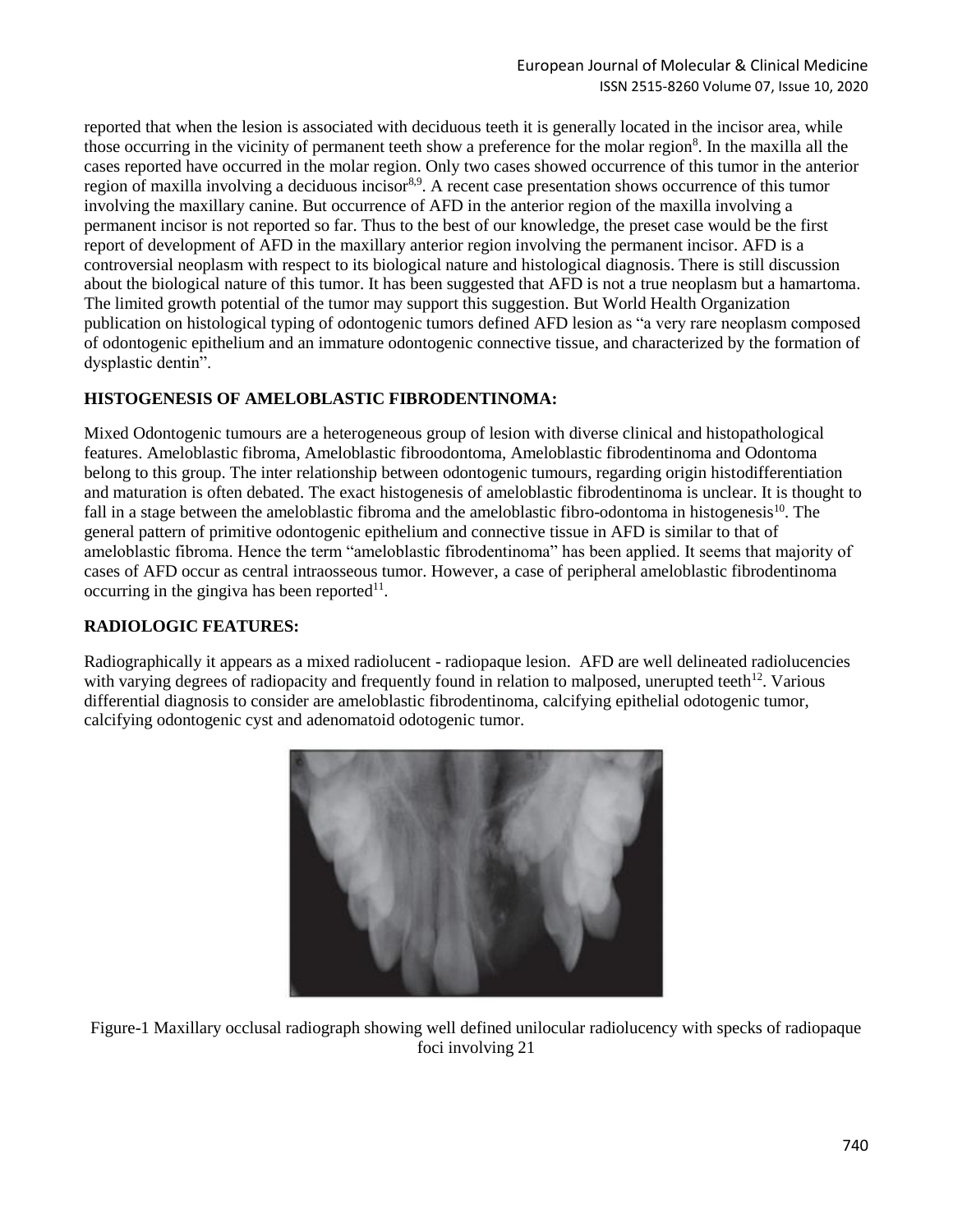reported that when the lesion is associated with deciduous teeth it is generally located in the incisor area, while those occurring in the vicinity of permanent teeth show a preference for the molar region[8]. In the maxilla all the cases reported have occurred in the molar region. Only two cases showed occurrence of this tumor in the anterior region of maxilla involving a deciduous incisor[8,9]. A recent case presentation shows occurrence of this tumor involving the maxillary canine. But occurrence of AFD in the anterior region of the maxilla involving a permanent incisor is not reported so far. Thus to the best of our knowledge, the preset case would be the first report of development of AFD in the maxillary anterior region involving the permanent incisor. AFD is a controversial neoplasm with respect to its biological nature and histological diagnosis. There is still discussion about the biological nature of this tumor. It has been suggested that AFD is not a true neoplasm but a hamartoma. The limited growth potential of the tumor may support this suggestion. But World Health Organization publication on histological typing of odontogenic tumors defined AFD lesion as "a very rare neoplasm composed of odontogenic epithelium and an immature odontogenic connective tissue, and characterized by the formation of dysplastic dentin".

## HISTOGENESIS OF AMELOBLASTIC FIBRODENTINOMA:

Mixed Odontogenic tumours are a heterogeneous group of lesion with diverse clinical and histopathological features. Ameloblastic fibroma, Ameloblastic fibroodontoma, Ameloblastic fibrodentinoma and Odontoma belong to this group. The inter relationship between odontogenic tumours, regarding origin histodifferentiation and maturation is often debated. The exact histogenesis of ameloblastic fibrodentinoma is unclear. It is thought to fall in a stage between the ameloblastic fibroma and the ameloblastic fibro-odontoma in histogenesis[10]. The general pattern of primitive odontogenic epithelium and connective tissue in AFD is similar to that of ameloblastic fibroma. Hence the term "ameloblastic fibrodentinoma" has been applied. It seems that majority of cases of AFD occur as central intraosseous tumor. However, a case of peripheral ameloblastic fibrodentinoma occurring in the gingiva has been reported[11].

## RADIOLOGIC FEATURES:

Radiographically it appears as a mixed radiolucent - radiopaque lesion. AFD are well delineated radiolucencies with varying degrees of radiopacity and frequently found in relation to malposed, unerupted teeth[12]. Various differential diagnosis to consider are ameloblastic fibrodentinoma, calcifying epithelial odotogenic tumor, calcifying odontogenic cyst and adenomatoid odotogenic tumor.

Figure-1 Maxillary occlusal radiograph showing well defined unilocular radiolucency with specks of radiopaque foci involving 21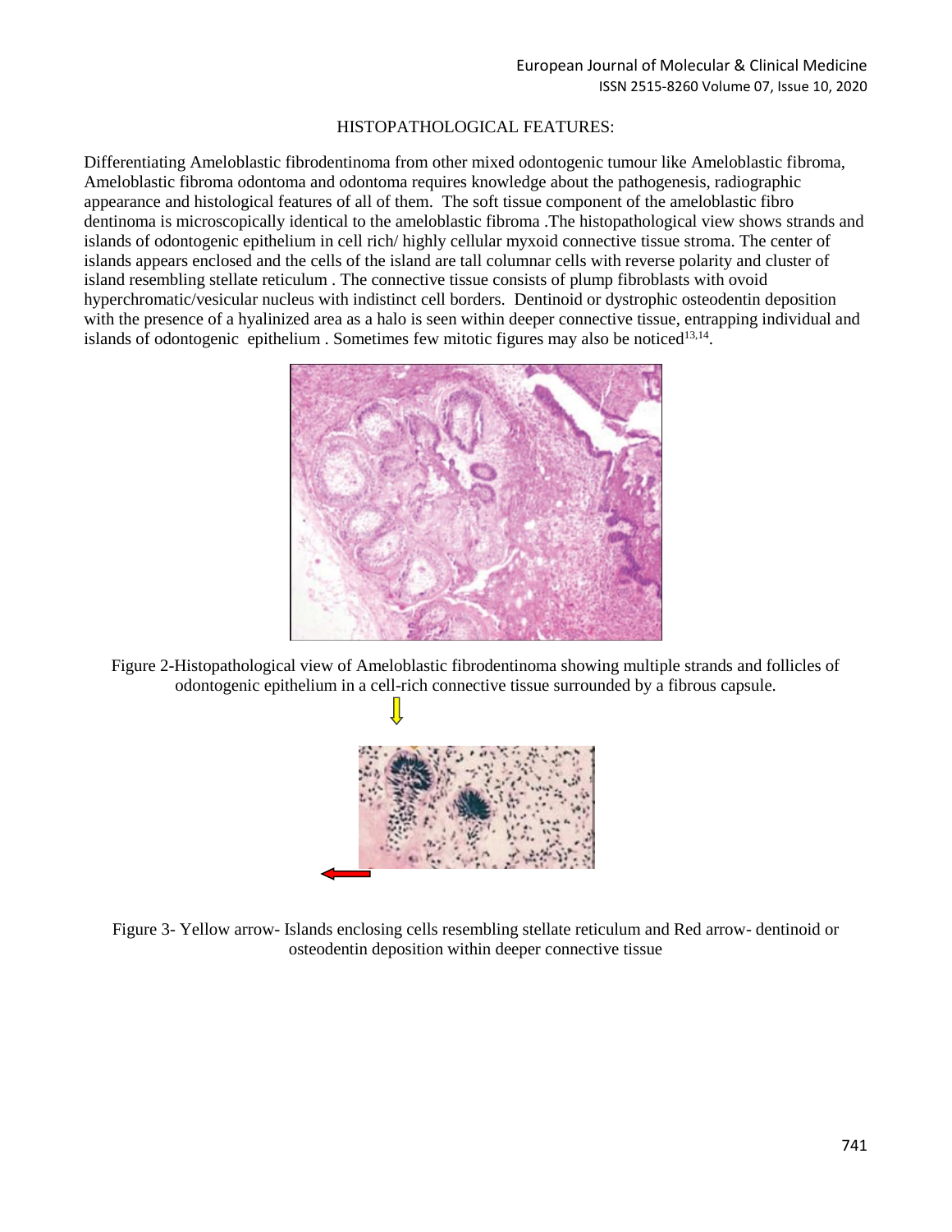## HISTOPATHOLOGICAL FEATURES:

Differentiating Ameloblastic fibrodentinoma from other mixed odontogenic tumour like Ameloblastic fibroma, Ameloblastic fibroma odontoma and odontoma requires knowledge about the pathogenesis, radiographic appearance and histological features of all of them. The soft tissue component of the ameloblastic fibro dentinoma is microscopically identical to the ameloblastic fibroma .The histopathological view shows strands and islands of odontogenic epithelium in cell rich/ highly cellular myxoid connective tissue stroma. The center of islands appears enclosed and the cells of the island are tall columnar cells with reverse polarity and cluster of island resembling stellate reticulum . The connective tissue consists of plump fibroblasts with ovoid hyperchromatic/vesicular nucleus with indistinct cell borders. Dentinoid or dystrophic osteodentin deposition with the presence of a hyalinized area as a halo is seen within deeper connective tissue, entrapping individual and islands of odontogenic epithelium . Sometimes few mitotic figures may also be noticed[13,14].

Figure 2-Histopathological view of Ameloblastic fibrodentinoma showing multiple strands and follicles of odontogenic epithelium in a cell-rich connective tissue surrounded by a fibrous capsule.

Figure 3- Yellow arrow- Islands enclosing cells resembling stellate reticulum and Red arrow- dentinoid or osteodentin deposition within deeper connective tissue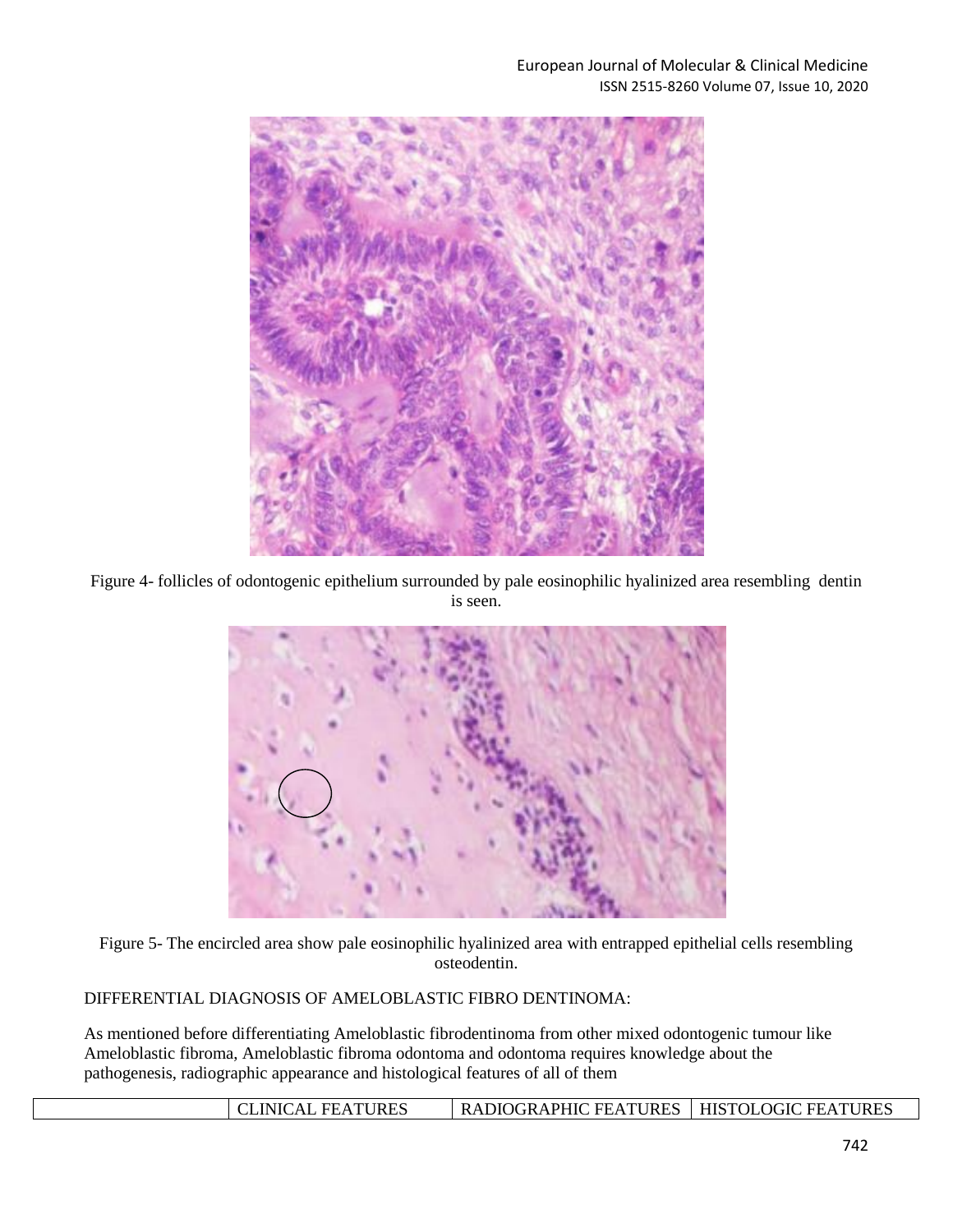Figure 4- follicles of odontogenic epithelium surrounded by pale eosinophilic hyalinized area resembling dentin is seen.

Figure 5- The encircled area show pale eosinophilic hyalinized area with entrapped epithelial cells resembling osteodentin.

DIFFERENTIAL DIAGNOSIS OF AMELOBLASTIC FIBRO DENTINOMA:

As mentioned before differentiating Ameloblastic fibrodentinoma from other mixed odontogenic tumour like Ameloblastic fibroma, Ameloblastic fibroma odontoma and odontoma requires knowledge about the pathogenesis, radiographic appearance and histological features of all of them

| | CLINICAL FEATURES | RADIOGRAPHIC FEATURES | HISTOLOGIC FEATURES |
|---|---|---|---|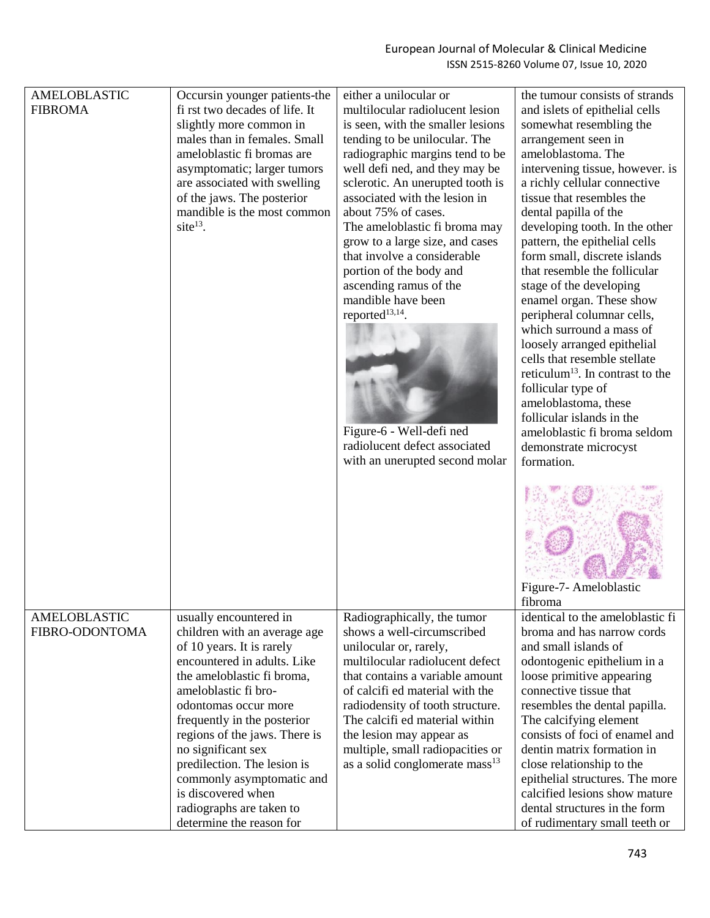| | | | |
|---|---|---|---|
| AMELOBLASTIC FIBROMA | Occursin younger patients-the fi rst two decades of life. It slightly more common in males than in females. Small ameloblastic fi bromas are asymptomatic; larger tumors are associated with swelling of the jaws. The posterior mandible is the most common site[13]. | either a unilocular or multilocular radiolucent lesion is seen, with the smaller lesions tending to be unilocular. The radiographic margins tend to be well defi ned, and they may be sclerotic. An unerupted tooth is associated with the lesion in about 75% of cases. The ameloblastic fi broma may grow to a large size, and cases that involve a considerable portion of the body and ascending ramus of the mandible have been reported[13,14]. Figure-6 - Well-defi ned radiolucent defect associated with an unerupted second molar | the tumour consists of strands and islets of epithelial cells somewhat resembling the arrangement seen in ameloblastoma. The intervening tissue, however. is a richly cellular connective tissue that resembles the dental papilla of the developing tooth. In the other pattern, the epithelial cells form small, discrete islands that resemble the follicular stage of the developing enamel organ. These show peripheral columnar cells, which surround a mass of loosely arranged epithelial cells that resemble stellate reticulum[13]. In contrast to the follicular type of ameloblastoma, these follicular islands in the ameloblastic fi broma seldom demonstrate microcyst formation. Figure-7- Ameloblastic fibroma |
| AMELOBLASTIC FIBRO-ODONTOMA | usually encountered in children with an average age of 10 years. It is rarely encountered in adults. Like the ameloblastic fi broma, ameloblastic fi bro-odontomas occur more frequently in the posterior regions of the jaws. There is no significant sex predilection. The lesion is commonly asymptomatic and is discovered when radiographs are taken to determine the reason for | Radiographically, the tumor shows a well-circumscribed unilocular or, rarely, multilocular radiolucent defect that contains a variable amount of calcifi ed material with the radiodensity of tooth structure. The calcifi ed material within the lesion may appear as multiple, small radiopacities or as a solid conglomerate mass[13] | identical to the ameloblastic fi broma and has narrow cords and small islands of odontogenic epithelium in a loose primitive appearing connective tissue that resembles the dental papilla. The calcifying element consists of foci of enamel and dentin matrix formation in close relationship to the epithelial structures. The more calcified lesions show mature dental structures in the form of rudimentary small teeth or |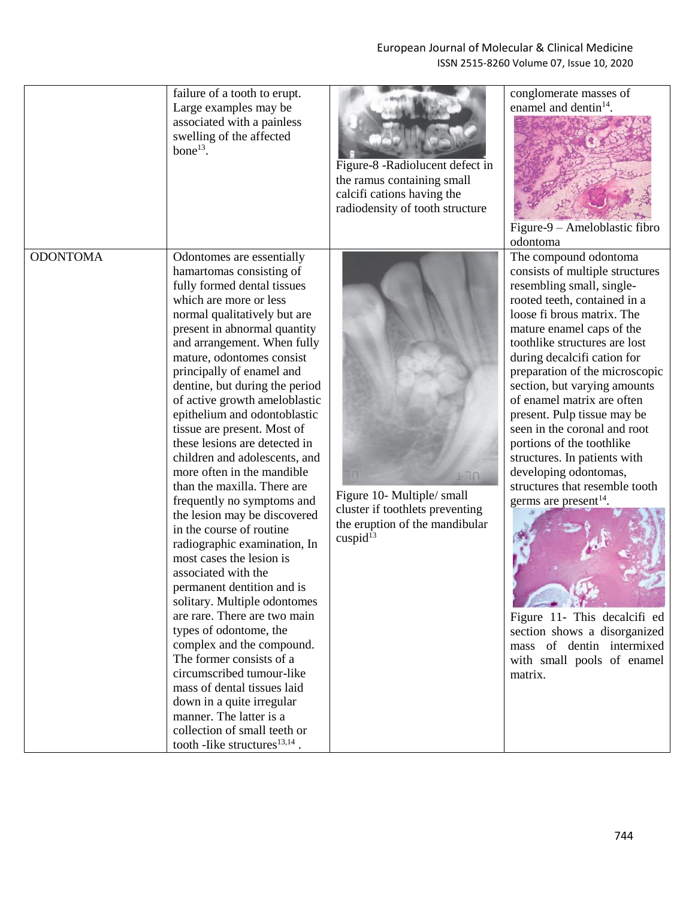|  |  |  |  |
|---|---|---|---|
|  | failure of a tooth to erupt. Large examples may be associated with a painless swelling of the affected bone[13]. | Figure-8 -Radiolucent defect in the ramus containing small calcifi cations having the radiodensity of tooth structure | conglomerate masses of enamel and dentin[14]. Figure-9 – Ameloblastic fibro odontoma |
| ODONTOMA | Odontomes are essentially hamartomas consisting of fully formed dental tissues which are more or less normal qualitatively but are present in abnormal quantity and arrangement. When fully mature, odontomes consist principally of enamel and dentine, but during the period of active growth ameloblastic epithelium and odontoblastic tissue are present. Most of these lesions are detected in children and adolescents, and more often in the mandible than the maxilla. There are frequently no symptoms and the lesion may be discovered in the course of routine radiographic examination, In most cases the lesion is associated with the permanent dentition and is solitary. Multiple odontomes are rare. There are two main types of odontome, the complex and the compound. The former consists of a circumscribed tumour-like mass of dental tissues laid down in a quite irregular manner. The latter is a collection of small teeth or tooth -Iike structures[13,14] . | Figure 10- Multiple/ small cluster if toothlets preventing the eruption of the mandibular cuspid[13] | The compound odontoma consists of multiple structures resembling small, single-rooted teeth, contained in a loose fi brous matrix. The mature enamel caps of the toothlike structures are lost during decalcifi cation for preparation of the microscopic section, but varying amounts of enamel matrix are often present. Pulp tissue may be seen in the coronal and root portions of the toothlike structures. In patients with developing odontomas, structures that resemble tooth germs are present[14]. Figure 11- This decalcifi ed section shows a disorganized mass of dentin intermixed with small pools of enamel matrix. |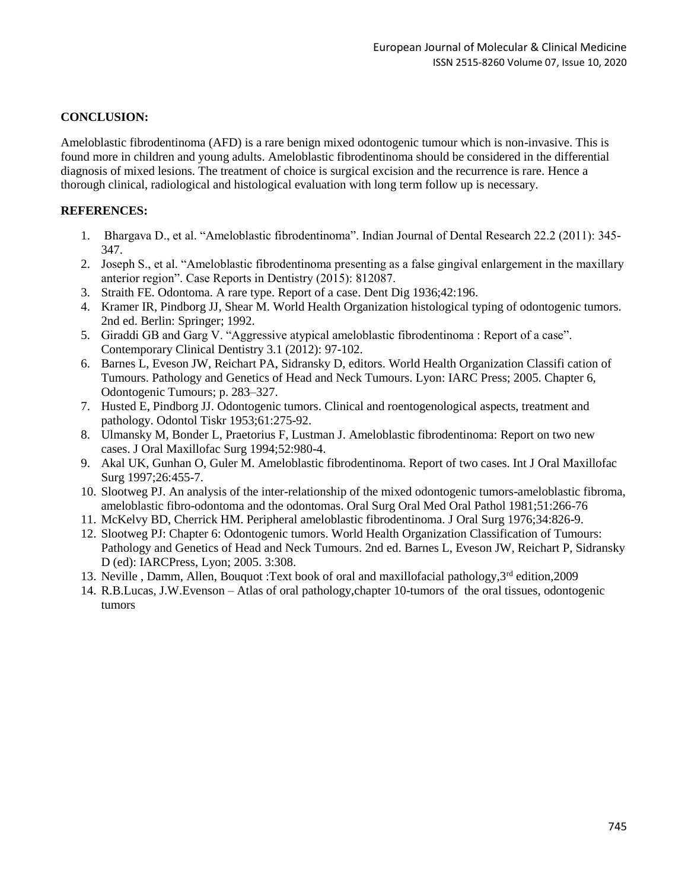## CONCLUSION:

Ameloblastic fibrodentinoma (AFD) is a rare benign mixed odontogenic tumour which is non-invasive. This is found more in children and young adults. Ameloblastic fibrodentinoma should be considered in the differential diagnosis of mixed lesions. The treatment of choice is surgical excision and the recurrence is rare. Hence a thorough clinical, radiological and histological evaluation with long term follow up is necessary.

## REFERENCES:

1. Bhargava D., et al. "Ameloblastic fibrodentinoma". Indian Journal of Dental Research 22.2 (2011): 345-347.
2. Joseph S., et al. "Ameloblastic fibrodentinoma presenting as a false gingival enlargement in the maxillary anterior region". Case Reports in Dentistry (2015): 812087.
3. Straith FE. Odontoma. A rare type. Report of a case. Dent Dig 1936;42:196.
4. Kramer IR, Pindborg JJ, Shear M. World Health Organization histological typing of odontogenic tumors. 2nd ed. Berlin: Springer; 1992.
5. Giraddi GB and Garg V. "Aggressive atypical ameloblastic fibrodentinoma : Report of a case". Contemporary Clinical Dentistry 3.1 (2012): 97-102.
6. Barnes L, Eveson JW, Reichart PA, Sidransky D, editors. World Health Organization Classifi cation of Tumours. Pathology and Genetics of Head and Neck Tumours. Lyon: IARC Press; 2005. Chapter 6, Odontogenic Tumours; p. 283–327.
7. Husted E, Pindborg JJ. Odontogenic tumors. Clinical and roentgenological aspects, treatment and pathology. Odontol Tiskr 1953;61:275-92.
8. Ulmansky M, Bonder L, Praetorius F, Lustman J. Ameloblastic fibrodentinoma: Report on two new cases. J Oral Maxillofac Surg 1994;52:980-4.
9. Akal UK, Gunhan O, Guler M. Ameloblastic fibrodentinoma. Report of two cases. Int J Oral Maxillofac Surg 1997;26:455-7.
10. Slootweg PJ. An analysis of the inter-relationship of the mixed odontogenic tumors-ameloblastic fibroma, ameloblastic fibro-odontoma and the odontomas. Oral Surg Oral Med Oral Pathol 1981;51:266-76
11. McKelvy BD, Cherrick HM. Peripheral ameloblastic fibrodentinoma. J Oral Surg 1976;34:826-9.
12. Slootweg PJ: Chapter 6: Odontogenic tumors. World Health Organization Classification of Tumours: Pathology and Genetics of Head and Neck Tumours. 2nd ed. Barnes L, Eveson JW, Reichart P, Sidransky D (ed): IARCPress, Lyon; 2005. 3:308.
13. Neville , Damm, Allen, Bouquot :Text book of oral and maxillofacial pathology,3rd edition,2009
14. R.B.Lucas, J.W.Evenson – Atlas of oral pathology,chapter 10-tumors of the oral tissues, odontogenic tumors